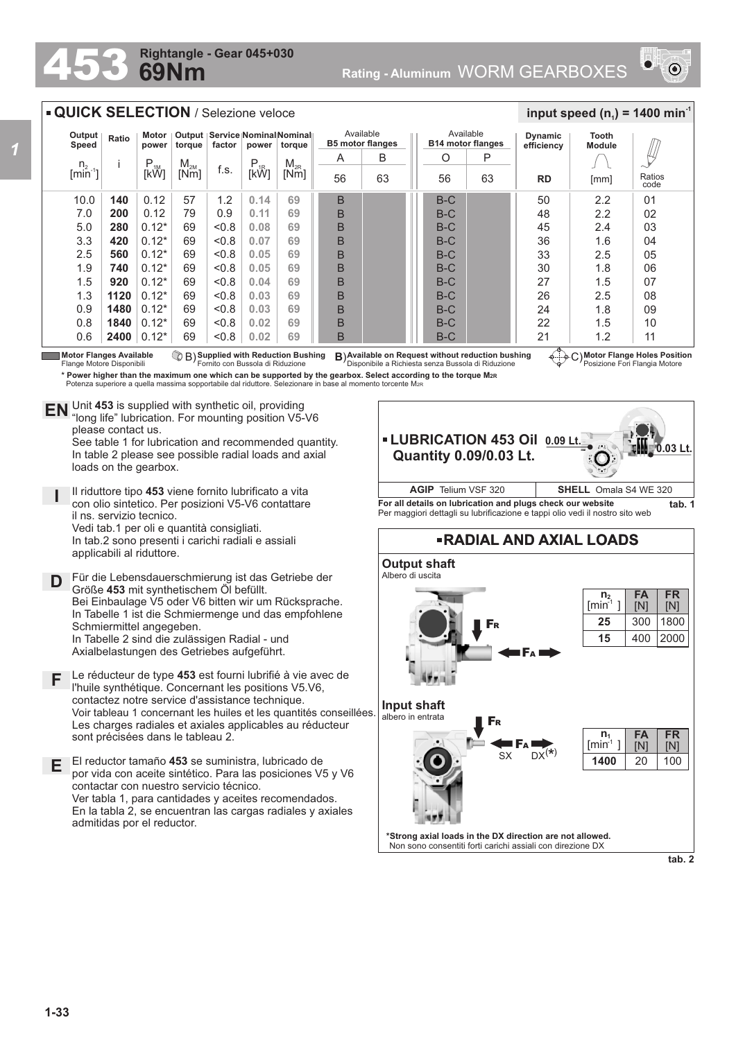# 453 69Nm

**Rightangle - Gear 045+030**

**Rating - Aluminum** WORM GEARBOXES

## QUICK SELECTION / Selezione veloce

**input speed ($n_1$) = 1400 min$^{-1}$**

| Output Speed | Ratio | Motor power | Output torque | Service factor | Nominal power | Nominal torque | Available B5 motor flanges | | Available B14 motor flanges | | Dynamic efficiency | Tooth Module | |
|---|---|---|---|---|---|---|---|---|---|---|---|---|---|
| | | | | | | | A | B | O | P | | | |
| $n_2$ [min$^{-1}$] | i | $P_{1M}$ [kW] | $M_{2M}$ [Nm] | f.s. | $P_{1R}$ [kW] | $M_{2R}$ [Nm] | 56 | 63 | 56 | 63 | RD | [mm] | Ratios code |
| 10.0 | **140** | 0.12 | 57 | 1.2 | **0.14** | **69** | B | | B-C | | 50 | 2.2 | 01 |
| 7.0 | **200** | 0.12 | 79 | 0.9 | **0.11** | **69** | B | | B-C | | 48 | 2.2 | 02 |
| 5.0 | **280** | 0.12* | 69 | <0.8 | **0.08** | **69** | B | | B-C | | 45 | 2.4 | 03 |
| 3.3 | **420** | 0.12* | 69 | <0.8 | **0.07** | **69** | B | | B-C | | 36 | 1.6 | 04 |
| 2.5 | **560** | 0.12* | 69 | <0.8 | **0.05** | **69** | B | | B-C | | 33 | 2.5 | 05 |
| 1.9 | **740** | 0.12* | 69 | <0.8 | **0.05** | **69** | B | | B-C | | 30 | 1.8 | 06 |
| 1.5 | **920** | 0.12* | 69 | <0.8 | **0.04** | **69** | B | | B-C | | 27 | 1.5 | 07 |
| 1.3 | **1120** | 0.12* | 69 | <0.8 | **0.03** | **69** | B | | B-C | | 26 | 2.5 | 08 |
| 0.9 | **1480** | 0.12* | 69 | <0.8 | **0.03** | **69** | B | | B-C | | 24 | 1.8 | 09 |
| 0.8 | **1840** | 0.12* | 69 | <0.8 | **0.02** | **69** | B | | B-C | | 22 | 1.5 | 10 |
| 0.6 | **2400** | 0.12* | 69 | <0.8 | **0.02** | **69** | B | | B-C | | 21 | 1.2 | 11 |

**Motor Flanges Available** Flange Motore Disponibili
B) **Supplied with Reduction Bushing** Fornito con Bussola di Riduzione
B) **Available on Request without reduction bushing** Disponibile a Richiesta senza Bussola di Riduzione
C) **Motor Flange Holes Position** Posizione Fori Flangia Motore

**\* Power higher than the maximum one which can be supported by the gearbox. Select according to the torque $M_{2R}$**
Potenza superiore a quella massima sopportabile dal riduttore. Selezionare in base al momento torcente $M_{2R}$

**EN** Unit **453** is supplied with synthetic oil, providing "long life" lubrication. For mounting position V5-V6 please contact us.
See table 1 for lubrication and recommended quantity.
In table 2 please see possible radial loads and axial loads on the gearbox.

**I** Il riduttore tipo **453** viene fornito lubrificato a vita con olio sintetico. Per posizioni V5-V6 contattare il ns. servizio tecnico.
Vedi tab.1 per oli e quantità consigliati.
In tab.2 sono presenti i carichi radiali e assiali applicabili al riduttore.

**D** Für die Lebensdauerschmierung ist das Getriebe der Größe **453** mit synthetischem Öl befüllt.
Bei Einbaulage V5 oder V6 bitten wir um Rücksprache.
In Tabelle 1 ist die Schmiermenge und das empfohlene Schmiermittel angegeben.
In Tabelle 2 sind die zulässigen Radial - und Axialbelastungen des Getriebes aufgeführt.

**F** Le réducteur de type **453** est fourni lubrifié à vie avec de l'huile synthétique. Concernant les positions V5.V6, contactez notre service d'assistance technique.
Voir tableau 1 concernant les huiles et les quantités conseillées.
Les charges radiales et axiales applicables au réducteur sont précisées dans le tableau 2.

**E** El reductor tamaño **453** se suministra, lubricado de por vida con aceite sintético. Para las posiciones V5 y V6 contactar con nuestro servicio técnico.
Ver tabla 1, para cantidades y aceites recomendados.
En la tabla 2, se encuentran las cargas radiales y axiales admitidas por el reductor.

## LUBRICATION 453 Oil Quantity 0.09/0.03 Lt.

0.09 Lt. / 0.03 Lt.

| AGIP Telium VSF 320 | SHELL Omala S4 WE 320 |
|---|---|

**For all details on lubrication and plugs check our website**
Per maggiori dettagli su lubrificazione e tappi olio vedi il nostro sito web

**tab. 1**

## RADIAL AND AXIAL LOADS

**Output shaft**
Albero di uscita

| $n_2$ [min$^{-1}$] | FA [N] | FR [N] |
|---|---|---|
| **25** | 300 | 1800 |
| **15** | 400 | 2000 |

**Input shaft**
albero in entrata

SX DX(*)

| $n_1$ [min$^{-1}$] | FA [N] | FR [N] |
|---|---|---|
| **1400** | 20 | 100 |

**\*Strong axial loads in the DX direction are not allowed.**
Non sono consentiti forti carichi assiali con direzione DX

**tab. 2**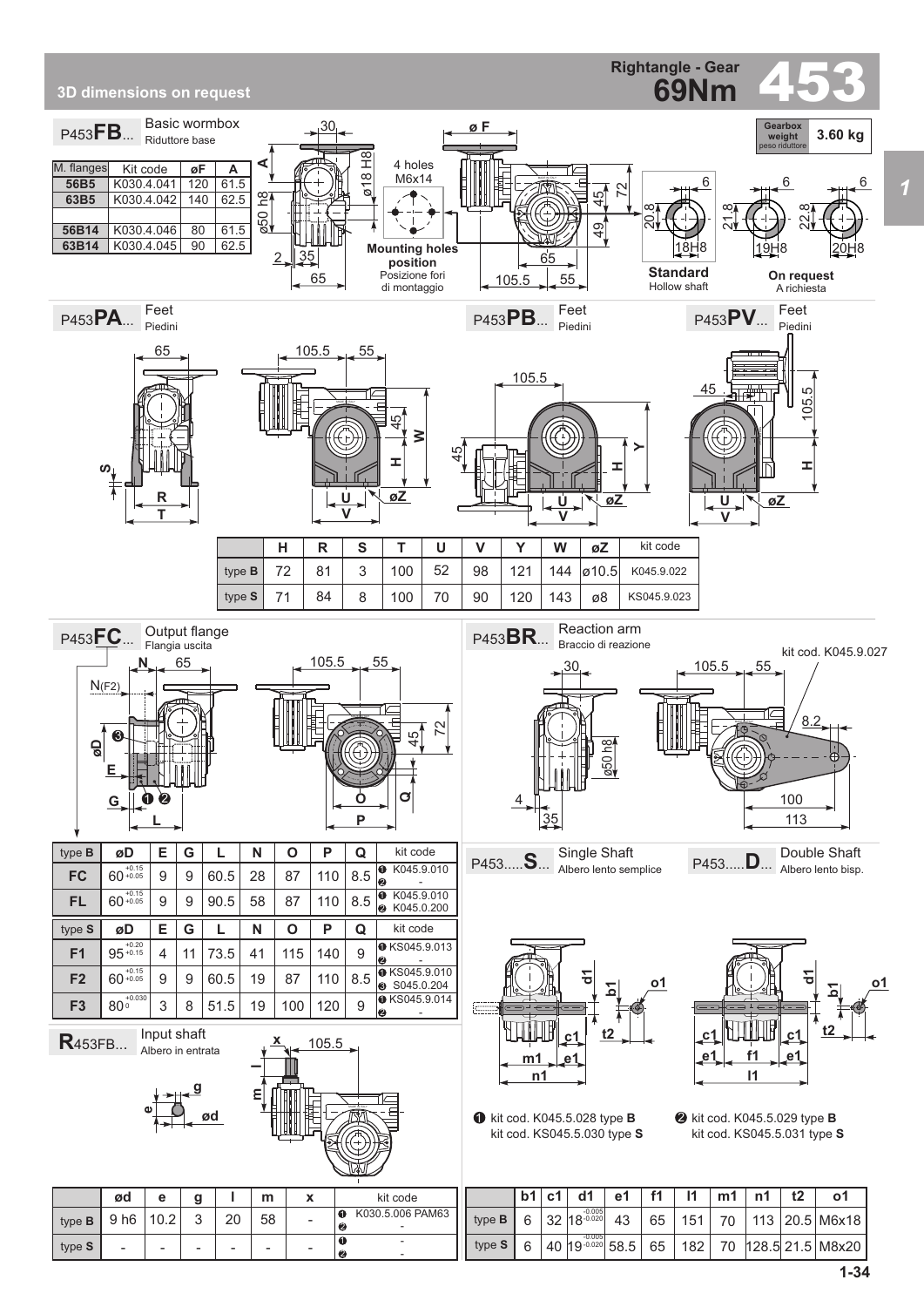# 453

**Rightangle - Gear**
**69Nm**

3D dimensions on request

## P453FB... Basic wormbox

Riduttore base

| M. flanges | Kit code | øF | A |
|---|---|---|---|
| 56B5 | K030.4.041 | 120 | 61.5 |
| 63B5 | K030.4.042 | 140 | 62.5 |
| | | | |
| 56B14 | K030.4.046 | 80 | 61.5 |
| 63B14 | K030.4.045 | 90 | 62.5 |

4 holes M6x14

Mounting holes position
Posizione fori di montaggio

Gearbox weight / peso riduttore: **3.60 kg**

Standard — Hollow shaft: 18H8 (20.8, 6)

On request — A richiesta: 19H8 (21.8, 6); 20H8 (22.8, 6)

30, ø18 H8, ø50 h8, 2, 35, 65, ø F, 45, 72, 49, 65, 105.5, 55

## P453PA... Feet

Piedini

## P453PB... Feet

Piedini

## P453PV... Feet

Piedini

| | H | R | S | T | U | V | Y | W | øZ | kit code |
|---|---|---|---|---|---|---|---|---|---|---|
| type B | 72 | 81 | 3 | 100 | 52 | 98 | 121 | 144 | ø10.5 | K045.9.022 |
| type S | 71 | 84 | 8 | 100 | 70 | 90 | 120 | 143 | ø8 | KS045.9.023 |

## P453FC... Output flange

Flangia uscita

| type B | øD | E | G | L | N | O | P | Q | kit code |
|---|---|---|---|---|---|---|---|---|---|
| FC | $60^{+0.15}_{+0.05}$ | 9 | 9 | 60.5 | 28 | 87 | 110 | 8.5 | ❶ K045.9.010 ❷ - |
| FL | $60^{+0.15}_{+0.05}$ | 9 | 9 | 90.5 | 58 | 87 | 110 | 8.5 | ❶ K045.9.010 ❷ K045.0.200 |

| type S | øD | E | G | L | N | O | P | Q | kit code |
|---|---|---|---|---|---|---|---|---|---|
| F1 | $95^{+0.20}_{+0.15}$ | 4 | 11 | 73.5 | 41 | 115 | 140 | 9 | ❶ KS045.9.013 ❷ - |
| F2 | $60^{+0.15}_{+0.05}$ | 9 | 9 | 60.5 | 19 | 87 | 110 | 8.5 | ❶ KS045.9.010 ❸ S045.0.204 |
| F3 | $80^{+0.030}_{0}$ | 3 | 8 | 51.5 | 19 | 100 | 120 | 9 | ❶ KS045.9.014 ❷ - |

## P453BR... Reaction arm

Braccio di reazione

kit cod. K045.9.027

30, ø50 h8, 4, 35, 105.5, 55, 8.2, 100, 113

## R453FB... Input shaft

Albero in entrata

| | ød | e | g | l | m | x | kit code |
|---|---|---|---|---|---|---|---|
| type B | 9 h6 | 10.2 | 3 | 20 | 58 | - | ❶ K030.5.006 PAM63 ❷ - |
| type S | - | - | - | - | - | - | ❶ - ❷ - |

## P453.....S... Single Shaft

Albero lento semplice

## P453.....D... Double Shaft

Albero lento bisp.

❶ kit cod. K045.5.028 type **B**
kit cod. KS045.5.030 type **S**

❷ kit cod. K045.5.029 type **B**
kit cod. KS045.5.031 type **S**

| | b1 | c1 | d1 | e1 | f1 | l1 | m1 | n1 | t2 | o1 |
|---|---|---|---|---|---|---|---|---|---|---|
| type B | 6 | 32 | $18^{-0.005}_{-0.020}$ | 43 | 65 | 151 | 70 | 113 | 20.5 | M6x18 |
| type S | 6 | 40 | $19^{-0.005}_{-0.020}$ | 58.5 | 65 | 182 | 70 | 128.5 | 21.5 | M8x20 |